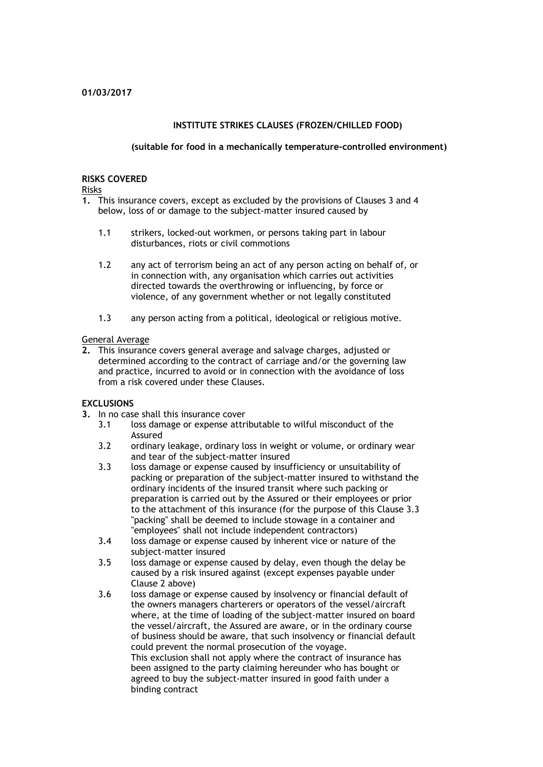**01/03/2017**

# INSTITUTE STRIKES CLAUSES (FROZEN/CHILLED FOOD)

**(suitable for food in a mechanically temperature-controlled environment)**

## RISKS COVERED

Risks

**1.** This insurance covers, except as excluded by the provisions of Clauses 3 and 4 below, loss of or damage to the subject-matter insured caused by

1.1 strikers, locked-out workmen, or persons taking part in labour disturbances, riots or civil commotions

1.2 any act of terrorism being an act of any person acting on behalf of, or in connection with, any organisation which carries out activities directed towards the overthrowing or influencing, by force or violence, of any government whether or not legally constituted

1.3 any person acting from a political, ideological or religious motive.

General Average

**2.** This insurance covers general average and salvage charges, adjusted or determined according to the contract of carriage and/or the governing law and practice, incurred to avoid or in connection with the avoidance of loss from a risk covered under these Clauses.

## EXCLUSIONS

**3.** In no case shall this insurance cover

3.1 loss damage or expense attributable to wilful misconduct of the Assured

3.2 ordinary leakage, ordinary loss in weight or volume, or ordinary wear and tear of the subject-matter insured

3.3 loss damage or expense caused by insufficiency or unsuitability of packing or preparation of the subject-matter insured to withstand the ordinary incidents of the insured transit where such packing or preparation is carried out by the Assured or their employees or prior to the attachment of this insurance (for the purpose of this Clause 3.3 "packing" shall be deemed to include stowage in a container and "employees" shall not include independent contractors)

3.4 loss damage or expense caused by inherent vice or nature of the subject-matter insured

3.5 loss damage or expense caused by delay, even though the delay be caused by a risk insured against (except expenses payable under Clause 2 above)

3.6 loss damage or expense caused by insolvency or financial default of the owners managers charterers or operators of the vessel/aircraft where, at the time of loading of the subject-matter insured on board the vessel/aircraft, the Assured are aware, or in the ordinary course of business should be aware, that such insolvency or financial default could prevent the normal prosecution of the voyage.
This exclusion shall not apply where the contract of insurance has been assigned to the party claiming hereunder who has bought or agreed to buy the subject-matter insured in good faith under a binding contract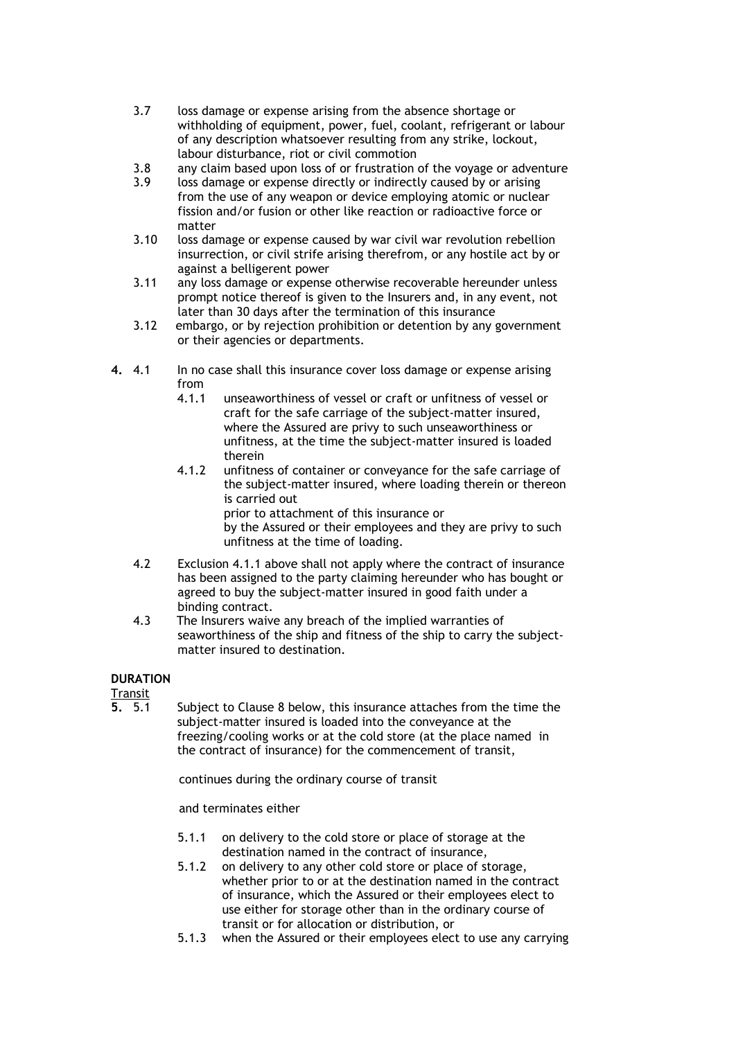3.7 loss damage or expense arising from the absence shortage or withholding of equipment, power, fuel, coolant, refrigerant or labour of any description whatsoever resulting from any strike, lockout, labour disturbance, riot or civil commotion

3.8 any claim based upon loss of or frustration of the voyage or adventure

3.9 loss damage or expense directly or indirectly caused by or arising from the use of any weapon or device employing atomic or nuclear fission and/or fusion or other like reaction or radioactive force or matter

3.10 loss damage or expense caused by war civil war revolution rebellion insurrection, or civil strife arising therefrom, or any hostile act by or against a belligerent power

3.11 any loss damage or expense otherwise recoverable hereunder unless prompt notice thereof is given to the Insurers and, in any event, not later than 30 days after the termination of this insurance

3.12 embargo, or by rejection prohibition or detention by any government or their agencies or departments.

**4.** 4.1 In no case shall this insurance cover loss damage or expense arising from

4.1.1 unseaworthiness of vessel or craft or unfitness of vessel or craft for the safe carriage of the subject-matter insured, where the Assured are privy to such unseaworthiness or unfitness, at the time the subject-matter insured is loaded therein

4.1.2 unfitness of container or conveyance for the safe carriage of the subject-matter insured, where loading therein or thereon is carried out

prior to attachment of this insurance or

by the Assured or their employees and they are privy to such unfitness at the time of loading.

4.2 Exclusion 4.1.1 above shall not apply where the contract of insurance has been assigned to the party claiming hereunder who has bought or agreed to buy the subject-matter insured in good faith under a binding contract.

4.3 The Insurers waive any breach of the implied warranties of seaworthiness of the ship and fitness of the ship to carry the subject-matter insured to destination.

**DURATION**

Transit

**5.** 5.1 Subject to Clause 8 below, this insurance attaches from the time the subject-matter insured is loaded into the conveyance at the freezing/cooling works or at the cold store (at the place named in the contract of insurance) for the commencement of transit,

continues during the ordinary course of transit

and terminates either

5.1.1 on delivery to the cold store or place of storage at the destination named in the contract of insurance,

5.1.2 on delivery to any other cold store or place of storage, whether prior to or at the destination named in the contract of insurance, which the Assured or their employees elect to use either for storage other than in the ordinary course of transit or for allocation or distribution, or

5.1.3 when the Assured or their employees elect to use any carrying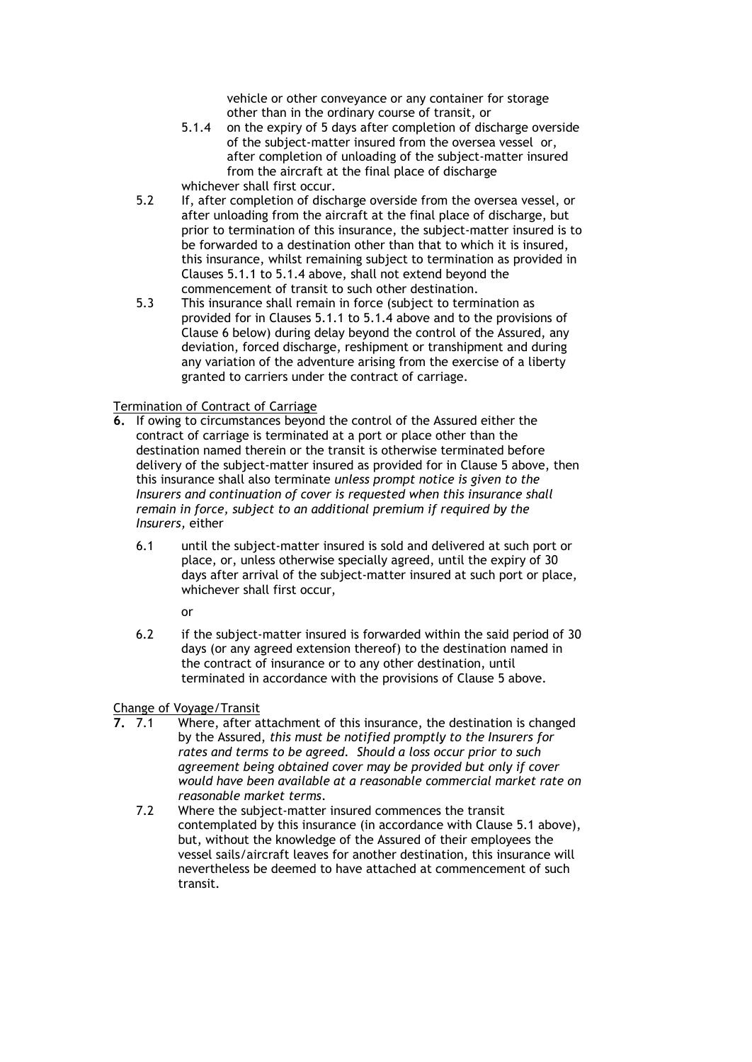vehicle or other conveyance or any container for storage other than in the ordinary course of transit, or

5.1.4 on the expiry of 5 days after completion of discharge overside of the subject-matter insured from the oversea vessel or, after completion of unloading of the subject-matter insured from the aircraft at the final place of discharge

whichever shall first occur.

5.2 If, after completion of discharge overside from the oversea vessel, or after unloading from the aircraft at the final place of discharge, but prior to termination of this insurance, the subject-matter insured is to be forwarded to a destination other than that to which it is insured, this insurance, whilst remaining subject to termination as provided in Clauses 5.1.1 to 5.1.4 above, shall not extend beyond the commencement of transit to such other destination.

5.3 This insurance shall remain in force (subject to termination as provided for in Clauses 5.1.1 to 5.1.4 above and to the provisions of Clause 6 below) during delay beyond the control of the Assured, any deviation, forced discharge, reshipment or transhipment and during any variation of the adventure arising from the exercise of a liberty granted to carriers under the contract of carriage.

Termination of Contract of Carriage

**6.** If owing to circumstances beyond the control of the Assured either the contract of carriage is terminated at a port or place other than the destination named therein or the transit is otherwise terminated before delivery of the subject-matter insured as provided for in Clause 5 above, then this insurance shall also terminate *unless prompt notice is given to the Insurers and continuation of cover is requested when this insurance shall remain in force, subject to an additional premium if required by the Insurers,* either

6.1 until the subject-matter insured is sold and delivered at such port or place, or, unless otherwise specially agreed, until the expiry of 30 days after arrival of the subject-matter insured at such port or place, whichever shall first occur,

or

6.2 if the subject-matter insured is forwarded within the said period of 30 days (or any agreed extension thereof) to the destination named in the contract of insurance or to any other destination, until terminated in accordance with the provisions of Clause 5 above.

Change of Voyage/Transit

**7.** 7.1 Where, after attachment of this insurance, the destination is changed by the Assured, *this must be notified promptly to the Insurers for rates and terms to be agreed. Should a loss occur prior to such agreement being obtained cover may be provided but only if cover would have been available at a reasonable commercial market rate on reasonable market terms.*

7.2 Where the subject-matter insured commences the transit contemplated by this insurance (in accordance with Clause 5.1 above), but, without the knowledge of the Assured of their employees the vessel sails/aircraft leaves for another destination, this insurance will nevertheless be deemed to have attached at commencement of such transit.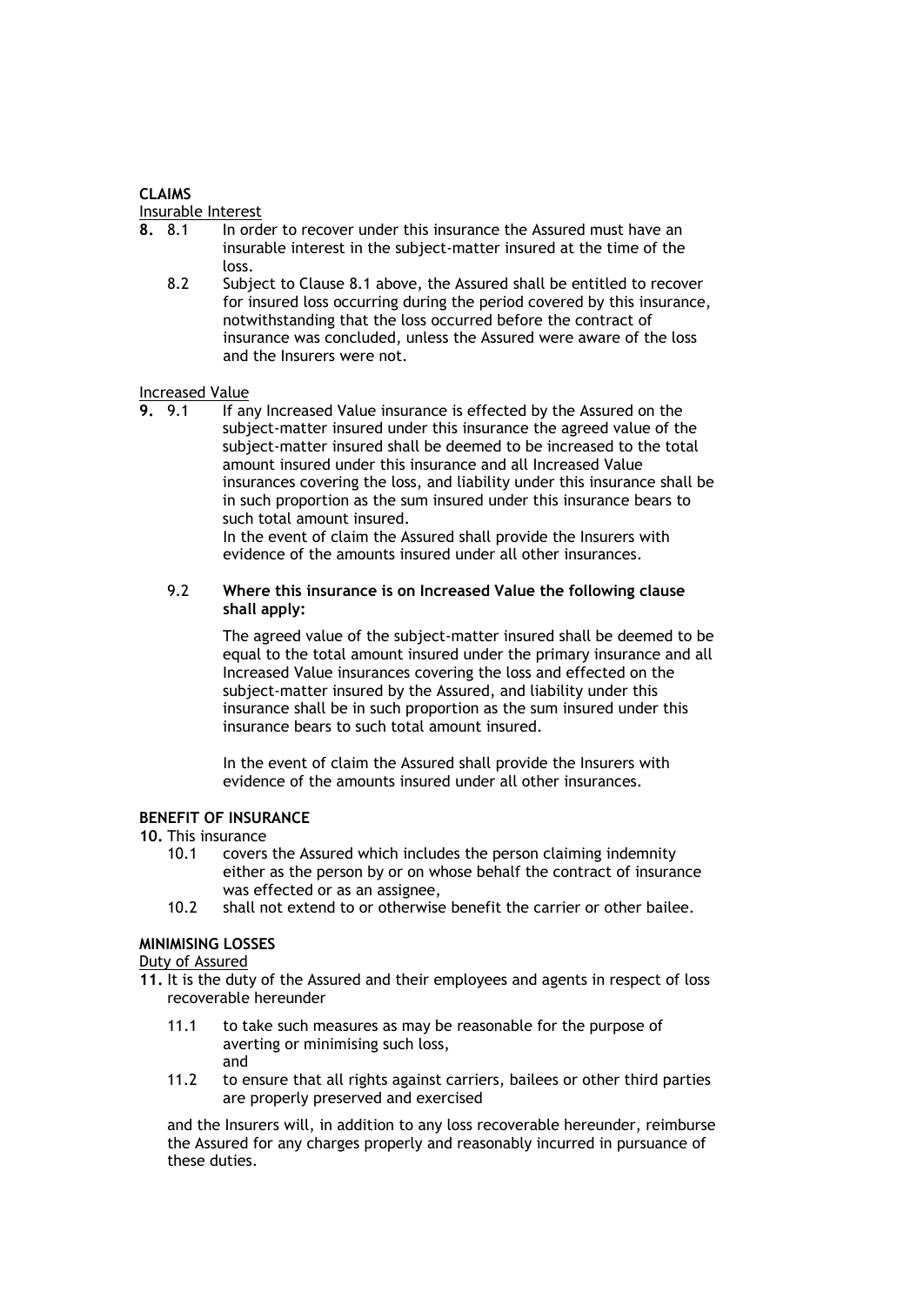**CLAIMS**

Insurable Interest

**8.** 8.1 In order to recover under this insurance the Assured must have an insurable interest in the subject-matter insured at the time of the loss.

8.2 Subject to Clause 8.1 above, the Assured shall be entitled to recover for insured loss occurring during the period covered by this insurance, notwithstanding that the loss occurred before the contract of insurance was concluded, unless the Assured were aware of the loss and the Insurers were not.

Increased Value

**9.** 9.1 If any Increased Value insurance is effected by the Assured on the subject-matter insured under this insurance the agreed value of the subject-matter insured shall be deemed to be increased to the total amount insured under this insurance and all Increased Value insurances covering the loss, and liability under this insurance shall be in such proportion as the sum insured under this insurance bears to such total amount insured.

In the event of claim the Assured shall provide the Insurers with evidence of the amounts insured under all other insurances.

9.2 **Where this insurance is on Increased Value the following clause shall apply:**

The agreed value of the subject-matter insured shall be deemed to be equal to the total amount insured under the primary insurance and all Increased Value insurances covering the loss and effected on the subject-matter insured by the Assured, and liability under this insurance shall be in such proportion as the sum insured under this insurance bears to such total amount insured.

In the event of claim the Assured shall provide the Insurers with evidence of the amounts insured under all other insurances.

**BENEFIT OF INSURANCE**

**10.** This insurance

10.1 covers the Assured which includes the person claiming indemnity either as the person by or on whose behalf the contract of insurance was effected or as an assignee,

10.2 shall not extend to or otherwise benefit the carrier or other bailee.

**MINIMISING LOSSES**

Duty of Assured

**11.** It is the duty of the Assured and their employees and agents in respect of loss recoverable hereunder

11.1 to take such measures as may be reasonable for the purpose of averting or minimising such loss,
and

11.2 to ensure that all rights against carriers, bailees or other third parties are properly preserved and exercised

and the Insurers will, in addition to any loss recoverable hereunder, reimburse the Assured for any charges properly and reasonably incurred in pursuance of these duties.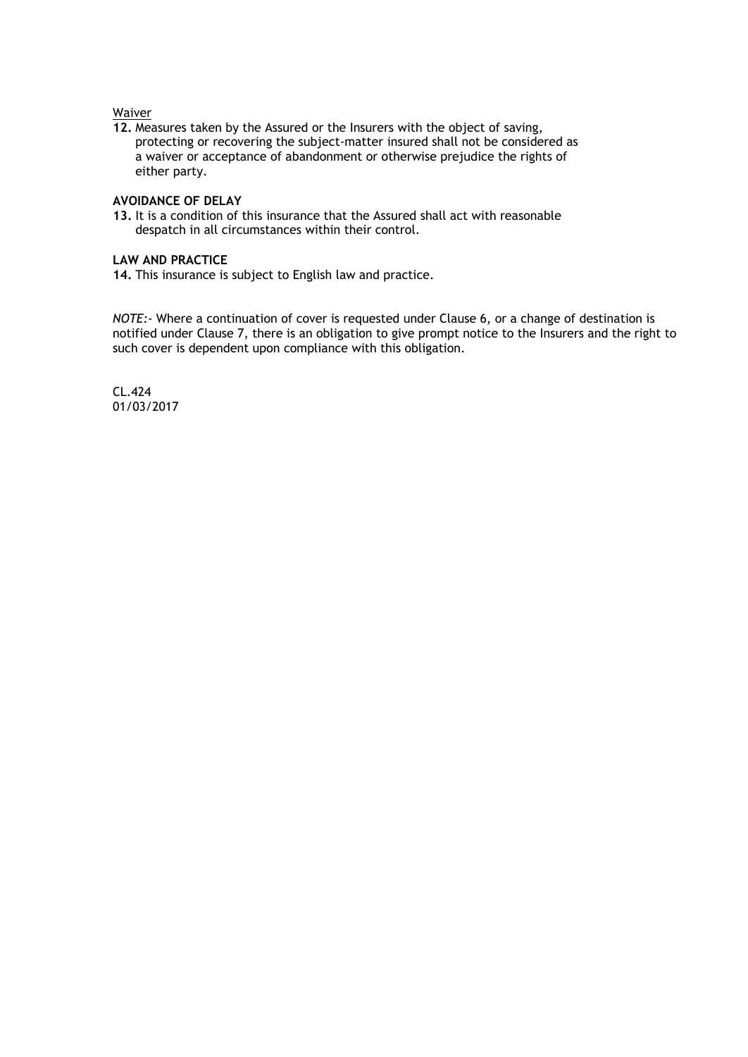Waiver

**12.** Measures taken by the Assured or the Insurers with the object of saving, protecting or recovering the subject-matter insured shall not be considered as a waiver or acceptance of abandonment or otherwise prejudice the rights of either party.

**AVOIDANCE OF DELAY**

**13.** It is a condition of this insurance that the Assured shall act with reasonable despatch in all circumstances within their control.

**LAW AND PRACTICE**

**14.** This insurance is subject to English law and practice.

*NOTE:-* Where a continuation of cover is requested under Clause 6, or a change of destination is notified under Clause 7, there is an obligation to give prompt notice to the Insurers and the right to such cover is dependent upon compliance with this obligation.

CL.424
01/03/2017